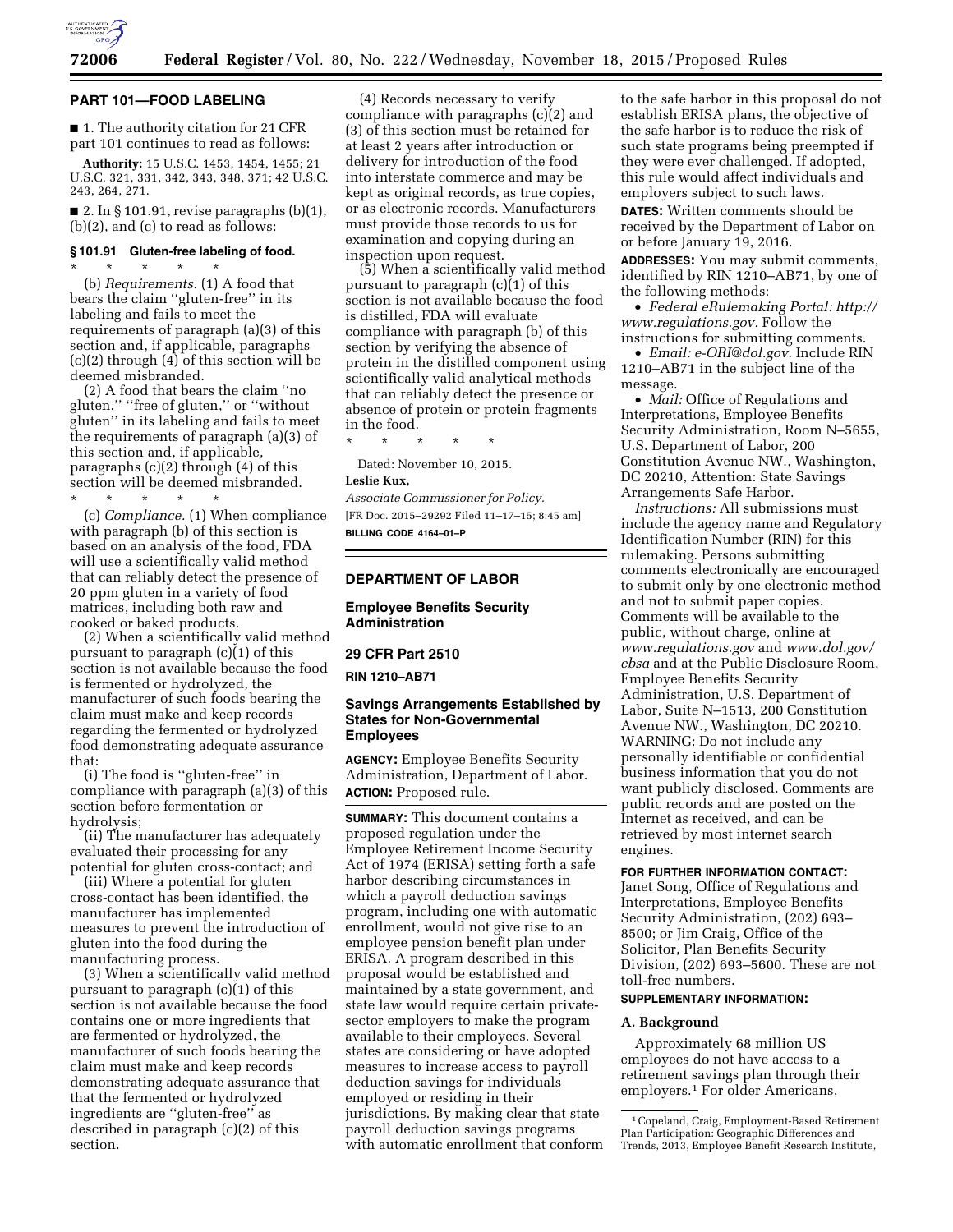## PART 101—FOOD LABELING

■ 1. The authority citation for 21 CFR part 101 continues to read as follows:

**Authority:** 15 U.S.C. 1453, 1454, 1455; 21 U.S.C. 321, 331, 342, 343, 348, 371; 42 U.S.C. 243, 264, 271.

■ 2. In § 101.91, revise paragraphs (b)(1), (b)(2), and (c) to read as follows:

### § 101.91 Gluten-free labeling of food.

\* \* \* \* \*

(b) *Requirements.* (1) A food that bears the claim "gluten-free" in its labeling and fails to meet the requirements of paragraph (a)(3) of this section and, if applicable, paragraphs (c)(2) through (4) of this section will be deemed misbranded.

(2) A food that bears the claim "no gluten," "free of gluten," or "without gluten" in its labeling and fails to meet the requirements of paragraph (a)(3) of this section and, if applicable, paragraphs (c)(2) through (4) of this section will be deemed misbranded.

\* \* \* \* \*

(c) *Compliance.* (1) When compliance with paragraph (b) of this section is based on an analysis of the food, FDA will use a scientifically valid method that can reliably detect the presence of 20 ppm gluten in a variety of food matrices, including both raw and cooked or baked products.

(2) When a scientifically valid method pursuant to paragraph (c)(1) of this section is not available because the food is fermented or hydrolyzed, the manufacturer of such foods bearing the claim must make and keep records regarding the fermented or hydrolyzed food demonstrating adequate assurance that:

(i) The food is "gluten-free" in compliance with paragraph (a)(3) of this section before fermentation or hydrolysis;

(ii) The manufacturer has adequately evaluated their processing for any potential for gluten cross-contact; and

(iii) Where a potential for gluten cross-contact has been identified, the manufacturer has implemented measures to prevent the introduction of gluten into the food during the manufacturing process.

(3) When a scientifically valid method pursuant to paragraph (c)(1) of this section is not available because the food contains one or more ingredients that are fermented or hydrolyzed, the manufacturer of such foods bearing the claim must make and keep records demonstrating adequate assurance that that the fermented or hydrolyzed ingredients are "gluten-free" as described in paragraph (c)(2) of this section.

(4) Records necessary to verify compliance with paragraphs (c)(2) and (3) of this section must be retained for at least 2 years after introduction or delivery for introduction of the food into interstate commerce and may be kept as original records, as true copies, or as electronic records. Manufacturers must provide those records to us for examination and copying during an inspection upon request.

(5) When a scientifically valid method pursuant to paragraph (c)(1) of this section is not available because the food is distilled, FDA will evaluate compliance with paragraph (b) of this section by verifying the absence of protein in the distilled component using scientifically valid analytical methods that can reliably detect the presence or absence of protein or protein fragments in the food.

\* \* \* \* \*

Dated: November 10, 2015.

**Leslie Kux,**

*Associate Commissioner for Policy.*

[FR Doc. 2015–29292 Filed 11–17–15; 8:45 am]

**BILLING CODE 4164–01–P**

## DEPARTMENT OF LABOR

### Employee Benefits Security Administration

### 29 CFR Part 2510

**RIN 1210–AB71**

### Savings Arrangements Established by States for Non-Governmental Employees

**AGENCY:** Employee Benefits Security Administration, Department of Labor.

**ACTION:** Proposed rule.

**SUMMARY:** This document contains a proposed regulation under the Employee Retirement Income Security Act of 1974 (ERISA) setting forth a safe harbor describing circumstances in which a payroll deduction savings program, including one with automatic enrollment, would not give rise to an employee pension benefit plan under ERISA. A program described in this proposal would be established and maintained by a state government, and state law would require certain private-sector employers to make the program available to their employees. Several states are considering or have adopted measures to increase access to payroll deduction savings for individuals employed or residing in their jurisdictions. By making clear that state payroll deduction savings programs with automatic enrollment that conform to the safe harbor in this proposal do not establish ERISA plans, the objective of the safe harbor is to reduce the risk of such state programs being preempted if they were ever challenged. If adopted, this rule would affect individuals and employers subject to such laws.

**DATES:** Written comments should be received by the Department of Labor on or before January 19, 2016.

**ADDRESSES:** You may submit comments, identified by RIN 1210–AB71, by one of the following methods:

- *Federal eRulemaking Portal: http://www.regulations.gov.* Follow the instructions for submitting comments.
- *Email: e-ORI@dol.gov.* Include RIN 1210–AB71 in the subject line of the message.
- *Mail:* Office of Regulations and Interpretations, Employee Benefits Security Administration, Room N–5655, U.S. Department of Labor, 200 Constitution Avenue NW., Washington, DC 20210, Attention: State Savings Arrangements Safe Harbor.

*Instructions:* All submissions must include the agency name and Regulatory Identification Number (RIN) for this rulemaking. Persons submitting comments electronically are encouraged to submit only by one electronic method and not to submit paper copies. Comments will be available to the public, without charge, online at *www.regulations.gov* and *www.dol.gov/ebsa* and at the Public Disclosure Room, Employee Benefits Security Administration, U.S. Department of Labor, Suite N–1513, 200 Constitution Avenue NW., Washington, DC 20210. WARNING: Do not include any personally identifiable or confidential business information that you do not want publicly disclosed. Comments are public records and are posted on the Internet as received, and can be retrieved by most internet search engines.

**FOR FURTHER INFORMATION CONTACT:** Janet Song, Office of Regulations and Interpretations, Employee Benefits Security Administration, (202) 693–8500; or Jim Craig, Office of the Solicitor, Plan Benefits Security Division, (202) 693–5600. These are not toll-free numbers.

**SUPPLEMENTARY INFORMATION:**

### A. Background

Approximately 68 million US employees do not have access to a retirement savings plan through their employers.[1] For older Americans,

[1] Copeland, Craig, Employment-Based Retirement Plan Participation: Geographic Differences and Trends, 2013, Employee Benefit Research Institute,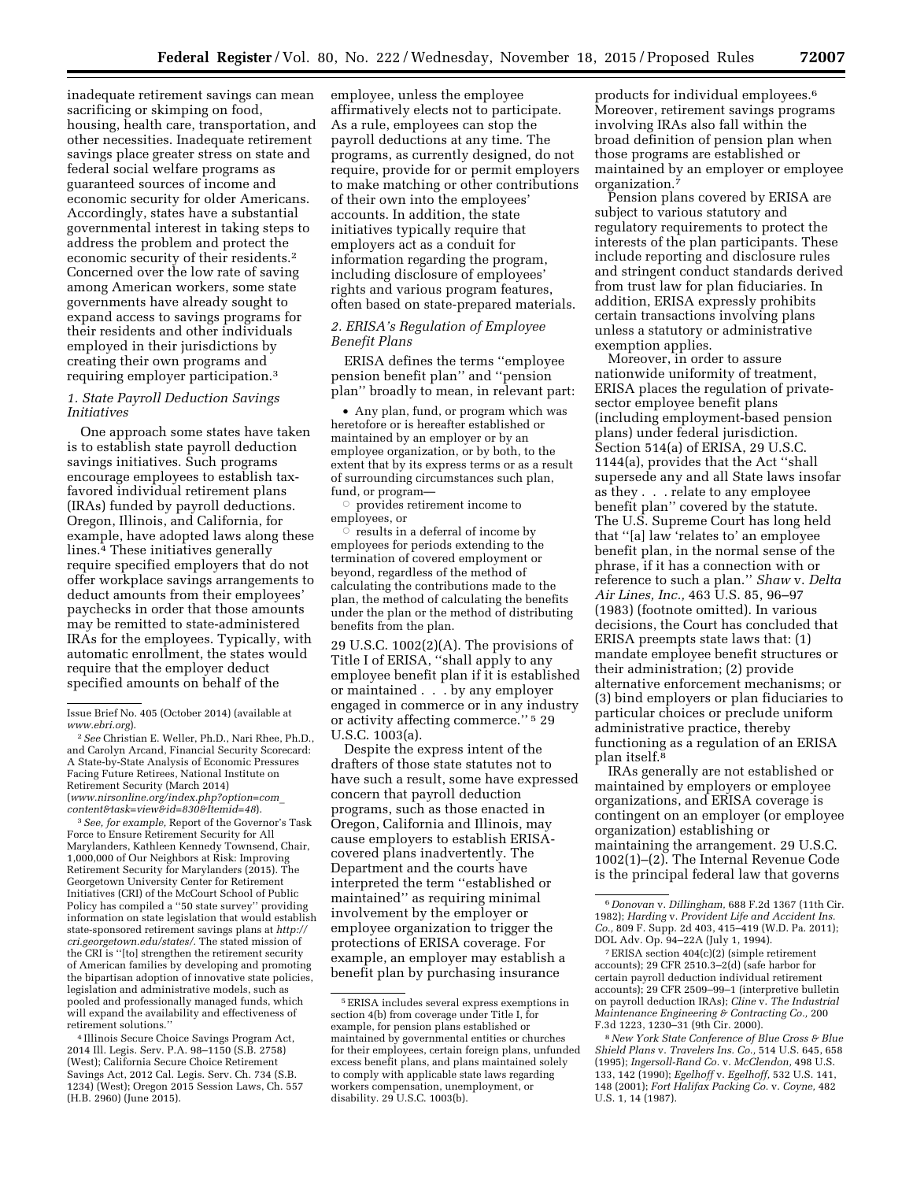inadequate retirement savings can mean sacrificing or skimping on food, housing, health care, transportation, and other necessities. Inadequate retirement savings place greater stress on state and federal social welfare programs as guaranteed sources of income and economic security for older Americans. Accordingly, states have a substantial governmental interest in taking steps to address the problem and protect the economic security of their residents.[2] Concerned over the low rate of saving among American workers, some state governments have already sought to expand access to savings programs for their residents and other individuals employed in their jurisdictions by creating their own programs and requiring employer participation.[3]

### 1. State Payroll Deduction Savings Initiatives

One approach some states have taken is to establish state payroll deduction savings initiatives. Such programs encourage employees to establish tax-favored individual retirement plans (IRAs) funded by payroll deductions. Oregon, Illinois, and California, for example, have adopted laws along these lines.[4] These initiatives generally require specified employers that do not offer workplace savings arrangements to deduct amounts from their employees' paychecks in order that those amounts may be remitted to state-administered IRAs for the employees. Typically, with automatic enrollment, the states would require that the employer deduct specified amounts on behalf of the employee, unless the employee affirmatively elects not to participate. As a rule, employees can stop the payroll deductions at any time. The programs, as currently designed, do not require, provide for or permit employers to make matching or other contributions of their own into the employees' accounts. In addition, the state initiatives typically require that employers act as a conduit for information regarding the program, including disclosure of employees' rights and various program features, often based on state-prepared materials.

### 2. ERISA's Regulation of Employee Benefit Plans

ERISA defines the terms ''employee pension benefit plan'' and ''pension plan'' broadly to mean, in relevant part:

- Any plan, fund, or program which was heretofore or is hereafter established or maintained by an employer or by an employee organization, or by both, to the extent that by its express terms or as a result of surrounding circumstances such plan, fund, or program—
  - provides retirement income to employees, or
  - results in a deferral of income by employees for periods extending to the termination of covered employment or beyond, regardless of the method of calculating the contributions made to the plan, the method of calculating the benefits under the plan or the method of distributing benefits from the plan.

29 U.S.C. 1002(2)(A). The provisions of Title I of ERISA, ''shall apply to any employee benefit plan if it is established or maintained . . . by any employer engaged in commerce or in any industry or activity affecting commerce.''[5] 29 U.S.C. 1003(a).

Despite the express intent of the drafters of those state statutes not to have such a result, some have expressed concern that payroll deduction programs, such as those enacted in Oregon, California and Illinois, may cause employers to establish ERISA-covered plans inadvertently. The Department and the courts have interpreted the term ''established or maintained'' as requiring minimal involvement by the employer or employee organization to trigger the protections of ERISA coverage. For example, an employer may establish a benefit plan by purchasing insurance products for individual employees.[6] Moreover, retirement savings programs involving IRAs also fall within the broad definition of pension plan when those programs are established or maintained by an employer or employee organization.[7]

Pension plans covered by ERISA are subject to various statutory and regulatory requirements to protect the interests of the plan participants. These include reporting and disclosure rules and stringent conduct standards derived from trust law for plan fiduciaries. In addition, ERISA expressly prohibits certain transactions involving plans unless a statutory or administrative exemption applies.

Moreover, in order to assure nationwide uniformity of treatment, ERISA places the regulation of private-sector employee benefit plans (including employment-based pension plans) under federal jurisdiction. Section 514(a) of ERISA, 29 U.S.C. 1144(a), provides that the Act ''shall supersede any and all State laws insofar as they . . . relate to any employee benefit plan'' covered by the statute. The U.S. Supreme Court has long held that ''[a] law 'relates to' an employee benefit plan, in the normal sense of the phrase, if it has a connection with or reference to such a plan.'' *Shaw* v. *Delta Air Lines, Inc.,* 463 U.S. 85, 96–97 (1983) (footnote omitted). In various decisions, the Court has concluded that ERISA preempts state laws that: (1) mandate employee benefit structures or their administration; (2) provide alternative enforcement mechanisms; or (3) bind employers or plan fiduciaries to particular choices or preclude uniform administrative practice, thereby functioning as a regulation of an ERISA plan itself.[8]

IRAs generally are not established or maintained by employers or employee organizations, and ERISA coverage is contingent on an employer (or employee organization) establishing or maintaining the arrangement. 29 U.S.C. 1002(1)–(2). The Internal Revenue Code is the principal federal law that governs

---

Issue Brief No. 405 (October 2014) (available at *www.ebri.org*).

[2] *See* Christian E. Weller, Ph.D., Nari Rhee, Ph.D., and Carolyn Arcand, Financial Security Scorecard: A State-by-State Analysis of Economic Pressures Facing Future Retirees, National Institute on Retirement Security (March 2014) (*www.nirsonline.org/index.php?option=com_content&task=view&id=830&Itemid=48*).

[3] *See, for example,* Report of the Governor's Task Force to Ensure Retirement Security for All Marylanders, Kathleen Kennedy Townsend, Chair, 1,000,000 of Our Neighbors at Risk: Improving Retirement Security for Marylanders (2015). The Georgetown University Center for Retirement Initiatives (CRI) of the McCourt School of Public Policy has compiled a ''50 state survey'' providing information on state legislation that would establish state-sponsored retirement savings plans at *http://cri.georgetown.edu/states/*. The stated mission of the CRI is ''[to] strengthen the retirement security of American families by developing and promoting the bipartisan adoption of innovative state policies, legislation and administrative models, such as pooled and professionally managed funds, which will expand the availability and effectiveness of retirement solutions.''

[4] Illinois Secure Choice Savings Program Act, 2014 Ill. Legis. Serv. P.A. 98–1150 (S.B. 2758) (West); California Secure Choice Retirement Savings Act, 2012 Cal. Legis. Serv. Ch. 734 (S.B. 1234) (West); Oregon 2015 Session Laws, Ch. 557 (H.B. 2960) (June 2015).

[5] ERISA includes several express exemptions in section 4(b) from coverage under Title I, for example, for pension plans established or maintained by governmental entities or churches for their employees, certain foreign plans, unfunded excess benefit plans, and plans maintained solely to comply with applicable state laws regarding workers compensation, unemployment, or disability. 29 U.S.C. 1003(b).

[6] *Donovan* v. *Dillingham,* 688 F.2d 1367 (11th Cir. 1982); *Harding* v. *Provident Life and Accident Ins. Co.,* 809 F. Supp. 2d 403, 415–419 (W.D. Pa. 2011); DOL Adv. Op. 94–22A (July 1, 1994).

[7] ERISA section 404(c)(2) (simple retirement accounts); 29 CFR 2510.3–2(d) (safe harbor for certain payroll deduction individual retirement accounts); 29 CFR 2509–99–1 (interpretive bulletin on payroll deduction IRAs); *Cline* v. *The Industrial Maintenance Engineering & Contracting Co.,* 200 F.3d 1223, 1230–31 (9th Cir. 2000).

[8] *New York State Conference of Blue Cross & Blue Shield Plans* v. *Travelers Ins. Co.,* 514 U.S. 645, 658 (1995); *Ingersoll-Rand Co.* v. *McClendon,* 498 U.S. 133, 142 (1990); *Egelhoff* v. *Egelhoff,* 532 U.S. 141, 148 (2001); *Fort Halifax Packing Co.* v. *Coyne,* 482 U.S. 1, 14 (1987).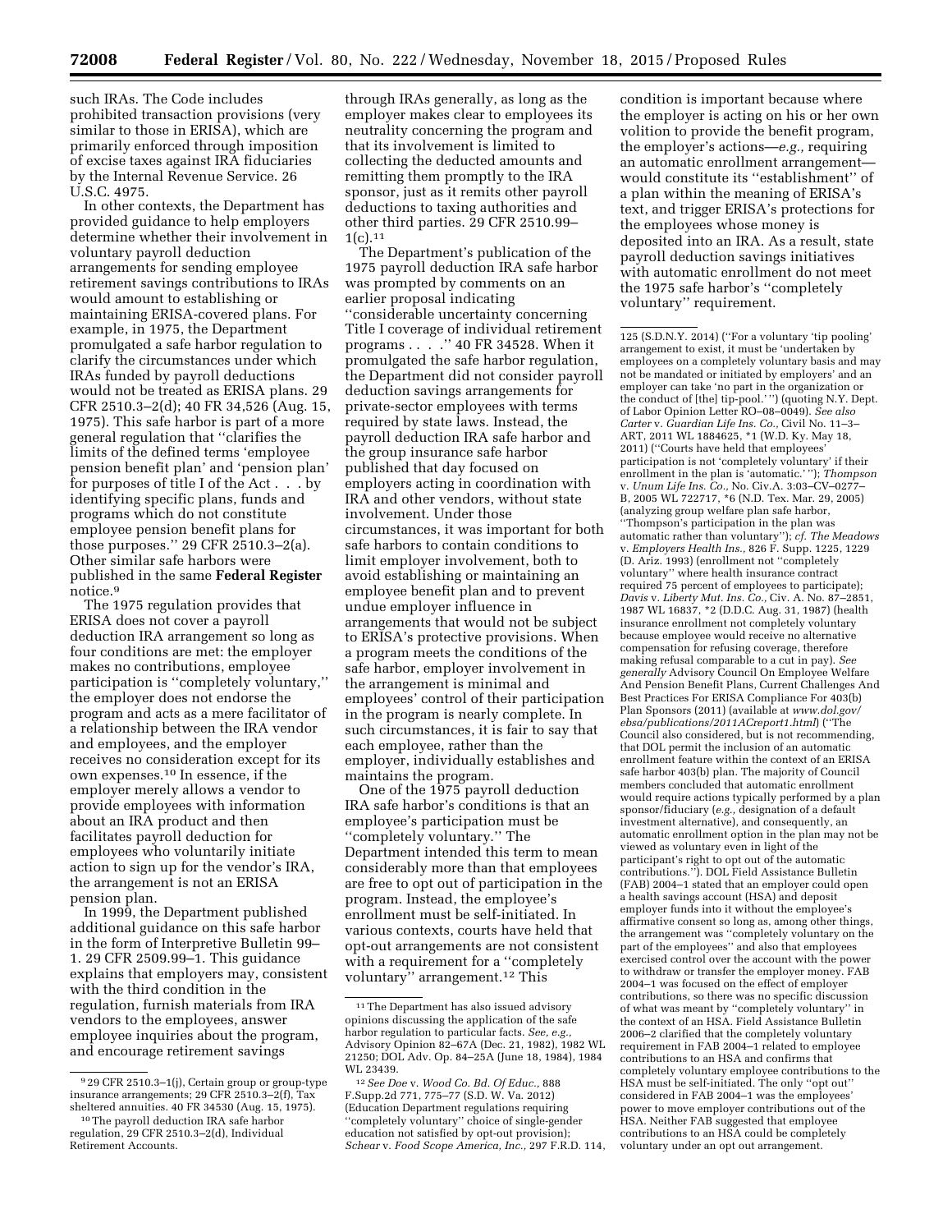such IRAs. The Code includes prohibited transaction provisions (very similar to those in ERISA), which are primarily enforced through imposition of excise taxes against IRA fiduciaries by the Internal Revenue Service. 26 U.S.C. 4975.

In other contexts, the Department has provided guidance to help employers determine whether their involvement in voluntary payroll deduction arrangements for sending employee retirement savings contributions to IRAs would amount to establishing or maintaining ERISA-covered plans. For example, in 1975, the Department promulgated a safe harbor regulation to clarify the circumstances under which IRAs funded by payroll deductions would not be treated as ERISA plans. 29 CFR 2510.3–2(d); 40 FR 34,526 (Aug. 15, 1975). This safe harbor is part of a more general regulation that ''clarifies the limits of the defined terms 'employee pension benefit plan' and 'pension plan' for purposes of title I of the Act . . . by identifying specific plans, funds and programs which do not constitute employee pension benefit plans for those purposes.'' 29 CFR 2510.3–2(a). Other similar safe harbors were published in the same **Federal Register** notice.[9]

The 1975 regulation provides that ERISA does not cover a payroll deduction IRA arrangement so long as four conditions are met: the employer makes no contributions, employee participation is ''completely voluntary,'' the employer does not endorse the program and acts as a mere facilitator of a relationship between the IRA vendor and employees, and the employer receives no consideration except for its own expenses.[10] In essence, if the employer merely allows a vendor to provide employees with information about an IRA product and then facilitates payroll deduction for employees who voluntarily initiate action to sign up for the vendor's IRA, the arrangement is not an ERISA pension plan.

In 1999, the Department published additional guidance on this safe harbor in the form of Interpretive Bulletin 99–1. 29 CFR 2509.99–1. This guidance explains that employers may, consistent with the third condition in the regulation, furnish materials from IRA vendors to the employees, answer employee inquiries about the program, and encourage retirement savings through IRAs generally, as long as the employer makes clear to employees its neutrality concerning the program and that its involvement is limited to collecting the deducted amounts and remitting them promptly to the IRA sponsor, just as it remits other payroll deductions to taxing authorities and other third parties. 29 CFR 2510.99–1(c).[11]

The Department's publication of the 1975 payroll deduction IRA safe harbor was prompted by comments on an earlier proposal indicating ''considerable uncertainty concerning Title I coverage of individual retirement programs . . . .'' 40 FR 34528. When it promulgated the safe harbor regulation, the Department did not consider payroll deduction savings arrangements for private-sector employees with terms required by state laws. Instead, the payroll deduction IRA safe harbor and the group insurance safe harbor published that day focused on employers acting in coordination with IRA and other vendors, without state involvement. Under those circumstances, it was important for both safe harbors to contain conditions to limit employer involvement, both to avoid establishing or maintaining an employee benefit plan and to prevent undue employer influence in arrangements that would not be subject to ERISA's protective provisions. When a program meets the conditions of the safe harbor, employer involvement in the arrangement is minimal and employees' control of their participation in the program is nearly complete. In such circumstances, it is fair to say that each employee, rather than the employer, individually establishes and maintains the program.

One of the 1975 payroll deduction IRA safe harbor's conditions is that an employee's participation must be ''completely voluntary.'' The Department intended this term to mean considerably more than that employees are free to opt out of participation in the program. Instead, the employee's enrollment must be self-initiated. In various contexts, courts have held that opt-out arrangements are not consistent with a requirement for a ''completely voluntary'' arrangement.[12] This condition is important because where the employer is acting on his or her own volition to provide the benefit program, the employer's actions—*e.g.,* requiring an automatic enrollment arrangement—would constitute its ''establishment'' of a plan within the meaning of ERISA's text, and trigger ERISA's protections for the employees whose money is deposited into an IRA. As a result, state payroll deduction savings initiatives with automatic enrollment do not meet the 1975 safe harbor's ''completely voluntary'' requirement.

---

[9] 29 CFR 2510.3–1(j), Certain group or group-type insurance arrangements; 29 CFR 2510.3–2(f), Tax sheltered annuities. 40 FR 34530 (Aug. 15, 1975).

[10] The payroll deduction IRA safe harbor regulation, 29 CFR 2510.3–2(d), Individual Retirement Accounts.

[11] The Department has also issued advisory opinions discussing the application of the safe harbor regulation to particular facts. *See, e.g.,* Advisory Opinion 82–67A (Dec. 21, 1982), 1982 WL 21250; DOL Adv. Op. 84–25A (June 18, 1984), 1984 WL 23439.

[12] *See Doe* v. *Wood Co. Bd. Of Educ.,* 888 F.Supp.2d 771, 775–77 (S.D. W. Va. 2012) (Education Department regulations requiring ''completely voluntary'' choice of single-gender education not satisfied by opt-out provision); *Schear* v. *Food Scope America, Inc.,* 297 F.R.D. 114, 125 (S.D.N.Y. 2014) (''For a voluntary 'tip pooling' arrangement to exist, it must be 'undertaken by employees on a completely voluntary basis and may not be mandated or initiated by employers' and an employer can take 'no part in the organization or the conduct of [the] tip-pool.' '') (quoting N.Y. Dept. of Labor Opinion Letter RO–08–0049). *See also Carter* v. *Guardian Life Ins. Co.,* Civil No. 11–3–ART, 2011 WL 1884625, *1 (W.D. Ky. May 18, 2011) (''Courts have held that employees' participation is not 'completely voluntary' if their enrollment in the plan is 'automatic.' ''); *Thompson* v. *Unum Life Ins. Co.,* No. Civ.A. 3:03–CV–0277–B, 2005 WL 722717, *6 (N.D. Tex. Mar. 29, 2005) (analyzing group welfare plan safe harbor, ''Thompson's participation in the plan was automatic rather than voluntary''); *cf. The Meadows* v. *Employers Health Ins.,* 826 F. Supp. 1225, 1229 (D. Ariz. 1993) (enrollment not ''completely voluntary'' where health insurance contract required 75 percent of employees to participate); *Davis* v. *Liberty Mut. Ins. Co.,* Civ. A. No. 87–2851, 1987 WL 16837, *2 (D.D.C. Aug. 31, 1987) (health insurance enrollment not completely voluntary because employee would receive no alternative compensation for refusing coverage, therefore making refusal comparable to a cut in pay). *See generally* Advisory Council On Employee Welfare And Pension Benefit Plans, Current Challenges And Best Practices For ERISA Compliance For 403(b) Plan Sponsors (2011) (available at *www.dol.gov/ebsa/publications/2011ACreport1.html*) (''The Council also considered, but is not recommending, that DOL permit the inclusion of an automatic enrollment feature within the context of an ERISA safe harbor 403(b) plan. The majority of Council members concluded that automatic enrollment would require actions typically performed by a plan sponsor/fiduciary (*e.g.,* designation of a default investment alternative), and consequently, an automatic enrollment option in the plan may not be viewed as voluntary even in light of the participant's right to opt out of the automatic contributions.''). DOL Field Assistance Bulletin (FAB) 2004–1 stated that an employer could open a health savings account (HSA) and deposit employer funds into it without the employee's affirmative consent so long as, among other things, the arrangement was ''completely voluntary on the part of the employees'' and also that employees exercised control over the account with the power to withdraw or transfer the employer money. FAB 2004–1 was focused on the effect of employer contributions, so there was no specific discussion of what was meant by ''completely voluntary'' in the context of an HSA. Field Assistance Bulletin 2006–2 clarified that the completely voluntary requirement in FAB 2004–1 related to employee contributions to an HSA and confirms that completely voluntary employee contributions to the HSA must be self-initiated. The only ''opt out'' considered in FAB 2004–1 was the employees' power to move employer contributions out of the HSA. Neither FAB suggested that employee contributions to an HSA could be completely voluntary under an opt out arrangement.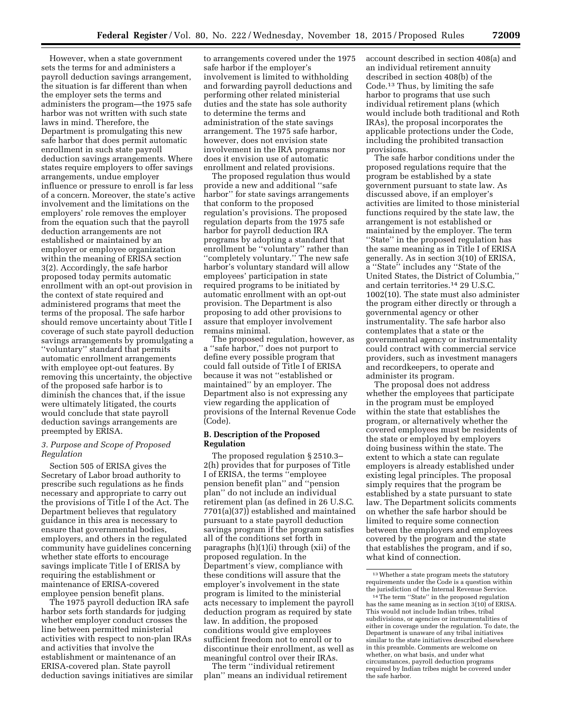However, when a state government sets the terms for and administers a payroll deduction savings arrangement, the situation is far different than when the employer sets the terms and administers the program—the 1975 safe harbor was not written with such state laws in mind. Therefore, the Department is promulgating this new safe harbor that does permit automatic enrollment in such state payroll deduction savings arrangements. Where states require employers to offer savings arrangements, undue employer influence or pressure to enroll is far less of a concern. Moreover, the state's active involvement and the limitations on the employers' role removes the employer from the equation such that the payroll deduction arrangements are not established or maintained by an employer or employee organization within the meaning of ERISA section 3(2). Accordingly, the safe harbor proposed today permits automatic enrollment with an opt-out provision in the context of state required and administered programs that meet the terms of the proposal. The safe harbor should remove uncertainty about Title I coverage of such state payroll deduction savings arrangements by promulgating a ''voluntary'' standard that permits automatic enrollment arrangements with employee opt-out features. By removing this uncertainty, the objective of the proposed safe harbor is to diminish the chances that, if the issue were ultimately litigated, the courts would conclude that state payroll deduction savings arrangements are preempted by ERISA.

### 3. Purpose and Scope of Proposed Regulation

Section 505 of ERISA gives the Secretary of Labor broad authority to prescribe such regulations as he finds necessary and appropriate to carry out the provisions of Title I of the Act. The Department believes that regulatory guidance in this area is necessary to ensure that governmental bodies, employers, and others in the regulated community have guidelines concerning whether state efforts to encourage savings implicate Title I of ERISA by requiring the establishment or maintenance of ERISA-covered employee pension benefit plans.

The 1975 payroll deduction IRA safe harbor sets forth standards for judging whether employer conduct crosses the line between permitted ministerial activities with respect to non-plan IRAs and activities that involve the establishment or maintenance of an ERISA-covered plan. State payroll deduction savings initiatives are similar to arrangements covered under the 1975 safe harbor if the employer's involvement is limited to withholding and forwarding payroll deductions and performing other related ministerial duties and the state has sole authority to determine the terms and administration of the state savings arrangement. The 1975 safe harbor, however, does not envision state involvement in the IRA programs nor does it envision use of automatic enrollment and related provisions.

The proposed regulation thus would provide a new and additional ''safe harbor'' for state savings arrangements that conform to the proposed regulation's provisions. The proposed regulation departs from the 1975 safe harbor for payroll deduction IRA programs by adopting a standard that enrollment be ''voluntary'' rather than ''completely voluntary.'' The new safe harbor's voluntary standard will allow employees' participation in state required programs to be initiated by automatic enrollment with an opt-out provision. The Department is also proposing to add other provisions to assure that employer involvement remains minimal.

The proposed regulation, however, as a ''safe harbor,'' does not purport to define every possible program that could fall outside of Title I of ERISA because it was not ''established or maintained'' by an employer. The Department also is not expressing any view regarding the application of provisions of the Internal Revenue Code (Code).

## B. Description of the Proposed Regulation

The proposed regulation § 2510.3–2(h) provides that for purposes of Title I of ERISA, the terms ''employee pension benefit plan'' and ''pension plan'' do not include an individual retirement plan (as defined in 26 U.S.C. 7701(a)(37)) established and maintained pursuant to a state payroll deduction savings program if the program satisfies all of the conditions set forth in paragraphs (h)(1)(i) through (xii) of the proposed regulation. In the Department's view, compliance with these conditions will assure that the employer's involvement in the state program is limited to the ministerial acts necessary to implement the payroll deduction program as required by state law. In addition, the proposed conditions would give employees sufficient freedom not to enroll or to discontinue their enrollment, as well as meaningful control over their IRAs.

The term ''individual retirement plan'' means an individual retirement account described in section 408(a) and an individual retirement annuity described in section 408(b) of the Code.[13] Thus, by limiting the safe harbor to programs that use such individual retirement plans (which would include both traditional and Roth IRAs), the proposal incorporates the applicable protections under the Code, including the prohibited transaction provisions.

The safe harbor conditions under the proposed regulations require that the program be established by a state government pursuant to state law. As discussed above, if an employer's activities are limited to those ministerial functions required by the state law, the arrangement is not established or maintained by the employer. The term ''State'' in the proposed regulation has the same meaning as in Title I of ERISA generally. As in section 3(10) of ERISA, a ''State'' includes any ''State of the United States, the District of Columbia,'' and certain territories.[14] 29 U.S.C. 1002(10). The state must also administer the program either directly or through a governmental agency or other instrumentality. The safe harbor also contemplates that a state or the governmental agency or instrumentality could contract with commercial service providers, such as investment managers and recordkeepers, to operate and administer its program.

The proposal does not address whether the employees that participate in the program must be employed within the state that establishes the program, or alternatively whether the covered employees must be residents of the state or employed by employers doing business within the state. The extent to which a state can regulate employers is already established under existing legal principles. The proposal simply requires that the program be established by a state pursuant to state law. The Department solicits comments on whether the safe harbor should be limited to require some connection between the employers and employees covered by the program and the state that establishes the program, and if so, what kind of connection.

---

[13] Whether a state program meets the statutory requirements under the Code is a question within the jurisdiction of the Internal Revenue Service.

[14] The term ''State'' in the proposed regulation has the same meaning as in section 3(10) of ERISA. This would not include Indian tribes, tribal subdivisions, or agencies or instrumentalities of either in coverage under the regulation. To date, the Department is unaware of any tribal initiatives similar to the state initiatives described elsewhere in this preamble. Comments are welcome on whether, on what basis, and under what circumstances, payroll deduction programs required by Indian tribes might be covered under the safe harbor.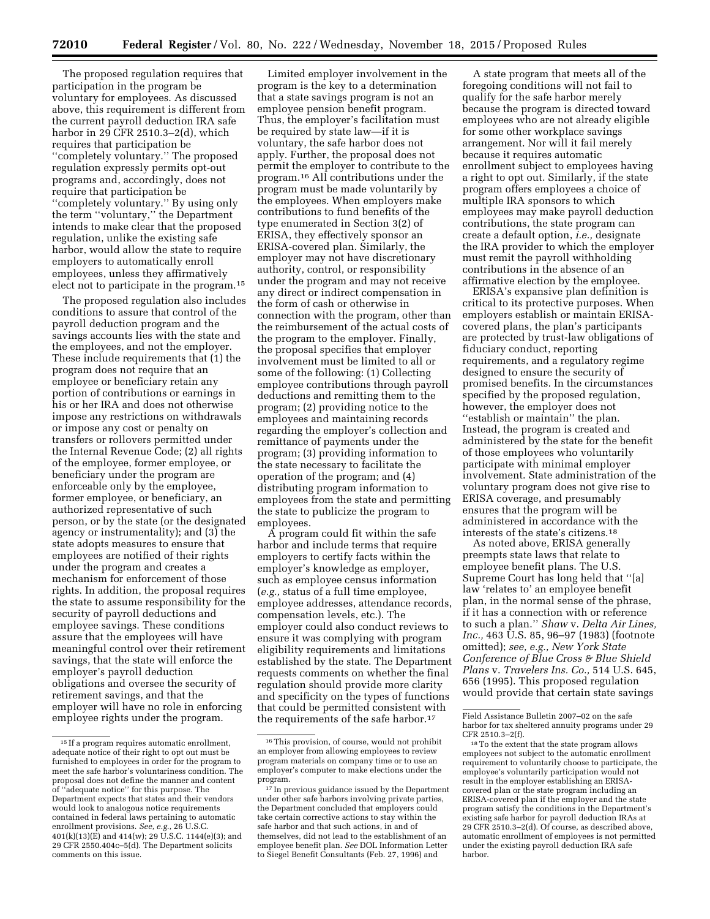The proposed regulation requires that participation in the program be voluntary for employees. As discussed above, this requirement is different from the current payroll deduction IRA safe harbor in 29 CFR 2510.3–2(d), which requires that participation be ''completely voluntary.'' The proposed regulation expressly permits opt-out programs and, accordingly, does not require that participation be ''completely voluntary.'' By using only the term ''voluntary,'' the Department intends to make clear that the proposed regulation, unlike the existing safe harbor, would allow the state to require employers to automatically enroll employees, unless they affirmatively elect not to participate in the program.[15]

The proposed regulation also includes conditions to assure that control of the payroll deduction program and the savings accounts lies with the state and the employees, and not the employer. These include requirements that (1) the program does not require that an employee or beneficiary retain any portion of contributions or earnings in his or her IRA and does not otherwise impose any restrictions on withdrawals or impose any cost or penalty on transfers or rollovers permitted under the Internal Revenue Code; (2) all rights of the employee, former employee, or beneficiary under the program are enforceable only by the employee, former employee, or beneficiary, an authorized representative of such person, or by the state (or the designated agency or instrumentality); and (3) the state adopts measures to ensure that employees are notified of their rights under the program and creates a mechanism for enforcement of those rights. In addition, the proposal requires the state to assume responsibility for the security of payroll deductions and employee savings. These conditions assure that the employees will have meaningful control over their retirement savings, that the state will enforce the employer's payroll deduction obligations and oversee the security of retirement savings, and that the employer will have no role in enforcing employee rights under the program.

Limited employer involvement in the program is the key to a determination that a state savings program is not an employee pension benefit program. Thus, the employer's facilitation must be required by state law—if it is voluntary, the safe harbor does not apply. Further, the proposal does not permit the employer to contribute to the program.[16] All contributions under the program must be made voluntarily by the employees. When employers make contributions to fund benefits of the type enumerated in Section 3(2) of ERISA, they effectively sponsor an ERISA-covered plan. Similarly, the employer may not have discretionary authority, control, or responsibility under the program and may not receive any direct or indirect compensation in the form of cash or otherwise in connection with the program, other than the reimbursement of the actual costs of the program to the employer. Finally, the proposal specifies that employer involvement must be limited to all or some of the following: (1) Collecting employee contributions through payroll deductions and remitting them to the program; (2) providing notice to the employees and maintaining records regarding the employer's collection and remittance of payments under the program; (3) providing information to the state necessary to facilitate the operation of the program; and (4) distributing program information to employees from the state and permitting the state to publicize the program to employees.

A program could fit within the safe harbor and include terms that require employers to certify facts within the employer's knowledge as employer, such as employee census information (*e.g.,* status of a full time employee, employee addresses, attendance records, compensation levels, etc.). The employer could also conduct reviews to ensure it was complying with program eligibility requirements and limitations established by the state. The Department requests comments on whether the final regulation should provide more clarity and specificity on the types of functions that could be permitted consistent with the requirements of the safe harbor.[17]

A state program that meets all of the foregoing conditions will not fail to qualify for the safe harbor merely because the program is directed toward employees who are not already eligible for some other workplace savings arrangement. Nor will it fail merely because it requires automatic enrollment subject to employees having a right to opt out. Similarly, if the state program offers employees a choice of multiple IRA sponsors to which employees may make payroll deduction contributions, the state program can create a default option, *i.e.,* designate the IRA provider to which the employer must remit the payroll withholding contributions in the absence of an affirmative election by the employee.

ERISA's expansive plan definition is critical to its protective purposes. When employers establish or maintain ERISA-covered plans, the plan's participants are protected by trust-law obligations of fiduciary conduct, reporting requirements, and a regulatory regime designed to ensure the security of promised benefits. In the circumstances specified by the proposed regulation, however, the employer does not ''establish or maintain'' the plan. Instead, the program is created and administered by the state for the benefit of those employees who voluntarily participate with minimal employer involvement. State administration of the voluntary program does not give rise to ERISA coverage, and presumably ensures that the program will be administered in accordance with the interests of the state's citizens.[18]

As noted above, ERISA generally preempts state laws that relate to employee benefit plans. The U.S. Supreme Court has long held that ''[a] law 'relates to' an employee benefit plan, in the normal sense of the phrase, if it has a connection with or reference to such a plan.'' *Shaw* v. *Delta Air Lines, Inc.,* 463 U.S. 85, 96–97 (1983) (footnote omitted); *see, e.g., New York State Conference of Blue Cross & Blue Shield Plans* v. *Travelers Ins. Co.,* 514 U.S. 645, 656 (1995). This proposed regulation would provide that certain state savings

---

[15] If a program requires automatic enrollment, adequate notice of their right to opt out must be furnished to employees in order for the program to meet the safe harbor's voluntariness condition. The proposal does not define the manner and content of ''adequate notice'' for this purpose. The Department expects that states and their vendors would look to analogous notice requirements contained in federal laws pertaining to automatic enrollment provisions. *See, e.g.,* 26 U.S.C. 401(k)(13)(E) and 414(w); 29 U.S.C. 1144(e)(3); and 29 CFR 2550.404c–5(d). The Department solicits comments on this issue.

[16] This provision, of course, would not prohibit an employer from allowing employees to review program materials on company time or to use an employer's computer to make elections under the program.

[17] In previous guidance issued by the Department under other safe harbors involving private parties, the Department concluded that employers could take certain corrective actions to stay within the safe harbor and that such actions, in and of themselves, did not lead to the establishment of an employee benefit plan. *See* DOL Information Letter to Siegel Benefit Consultants (Feb. 27, 1996) and Field Assistance Bulletin 2007–02 on the safe harbor for tax sheltered annuity programs under 29 CFR 2510.3–2(f).

[18] To the extent that the state program allows employees not subject to the automatic enrollment requirement to voluntarily choose to participate, the employee's voluntarily participation would not result in the employer establishing an ERISA-covered plan or the state program including an ERISA-covered plan if the employer and the state program satisfy the conditions in the Department's existing safe harbor for payroll deduction IRAs at 29 CFR 2510.3–2(d). Of course, as described above, automatic enrollment of employees is not permitted under the existing payroll deduction IRA safe harbor.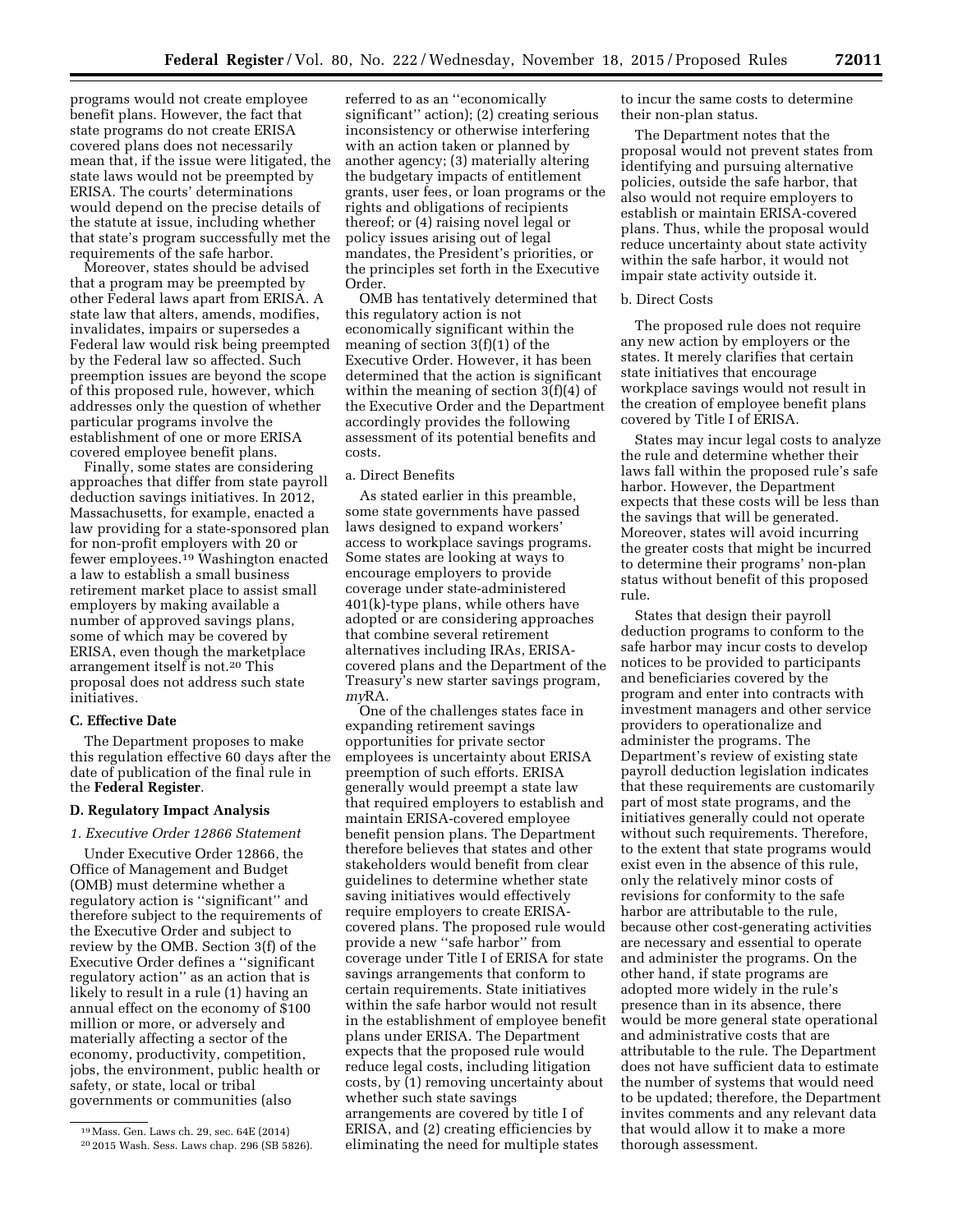programs would not create employee benefit plans. However, the fact that state programs do not create ERISA covered plans does not necessarily mean that, if the issue were litigated, the state laws would not be preempted by ERISA. The courts' determinations would depend on the precise details of the statute at issue, including whether that state's program successfully met the requirements of the safe harbor.

Moreover, states should be advised that a program may be preempted by other Federal laws apart from ERISA. A state law that alters, amends, modifies, invalidates, impairs or supersedes a Federal law would risk being preempted by the Federal law so affected. Such preemption issues are beyond the scope of this proposed rule, however, which addresses only the question of whether particular programs involve the establishment of one or more ERISA covered employee benefit plans.

Finally, some states are considering approaches that differ from state payroll deduction savings initiatives. In 2012, Massachusetts, for example, enacted a law providing for a state-sponsored plan for non-profit employers with 20 or fewer employees.[19] Washington enacted a law to establish a small business retirement market place to assist small employers by making available a number of approved savings plans, some of which may be covered by ERISA, even though the marketplace arrangement itself is not.[20] This proposal does not address such state initiatives.

### C. Effective Date

The Department proposes to make this regulation effective 60 days after the date of publication of the final rule in the **Federal Register**.

### D. Regulatory Impact Analysis

#### *1. Executive Order 12866 Statement*

Under Executive Order 12866, the Office of Management and Budget (OMB) must determine whether a regulatory action is "significant" and therefore subject to the requirements of the Executive Order and subject to review by the OMB. Section 3(f) of the Executive Order defines a "significant regulatory action" as an action that is likely to result in a rule (1) having an annual effect on the economy of $100 million or more, or adversely and materially affecting a sector of the economy, productivity, competition, jobs, the environment, public health or safety, or state, local or tribal governments or communities (also referred to as an "economically significant" action); (2) creating serious inconsistency or otherwise interfering with an action taken or planned by another agency; (3) materially altering the budgetary impacts of entitlement grants, user fees, or loan programs or the rights and obligations of recipients thereof; or (4) raising novel legal or policy issues arising out of legal mandates, the President's priorities, or the principles set forth in the Executive Order.

OMB has tentatively determined that this regulatory action is not economically significant within the meaning of section 3(f)(1) of the Executive Order. However, it has been determined that the action is significant within the meaning of section 3(f)(4) of the Executive Order and the Department accordingly provides the following assessment of its potential benefits and costs.

a. Direct Benefits

As stated earlier in this preamble, some state governments have passed laws designed to expand workers' access to workplace savings programs. Some states are looking at ways to encourage employers to provide coverage under state-administered 401(k)-type plans, while others have adopted or are considering approaches that combine several retirement alternatives including IRAs, ERISA-covered plans and the Department of the Treasury's new starter savings program, *my*RA.

One of the challenges states face in expanding retirement savings opportunities for private sector employees is uncertainty about ERISA preemption of such efforts. ERISA generally would preempt a state law that required employers to establish and maintain ERISA-covered employee benefit pension plans. The Department therefore believes that states and other stakeholders would benefit from clear guidelines to determine whether state saving initiatives would effectively require employers to create ERISA-covered plans. The proposed rule would provide a new "safe harbor" from coverage under Title I of ERISA for state savings arrangements that conform to certain requirements. State initiatives within the safe harbor would not result in the establishment of employee benefit plans under ERISA. The Department expects that the proposed rule would reduce legal costs, including litigation costs, by (1) removing uncertainty about whether such state savings arrangements are covered by title I of ERISA, and (2) creating efficiencies by eliminating the need for multiple states to incur the same costs to determine their non-plan status.

The Department notes that the proposal would not prevent states from identifying and pursuing alternative policies, outside the safe harbor, that also would not require employers to establish or maintain ERISA-covered plans. Thus, while the proposal would reduce uncertainty about state activity within the safe harbor, it would not impair state activity outside it.

b. Direct Costs

The proposed rule does not require any new action by employers or the states. It merely clarifies that certain state initiatives that encourage workplace savings would not result in the creation of employee benefit plans covered by Title I of ERISA.

States may incur legal costs to analyze the rule and determine whether their laws fall within the proposed rule's safe harbor. However, the Department expects that these costs will be less than the savings that will be generated. Moreover, states will avoid incurring the greater costs that might be incurred to determine their programs' non-plan status without benefit of this proposed rule.

States that design their payroll deduction programs to conform to the safe harbor may incur costs to develop notices to be provided to participants and beneficiaries covered by the program and enter into contracts with investment managers and other service providers to operationalize and administer the programs. The Department's review of existing state payroll deduction legislation indicates that these requirements are customarily part of most state programs, and the initiatives generally could not operate without such requirements. Therefore, to the extent that state programs would exist even in the absence of this rule, only the relatively minor costs of revisions for conformity to the safe harbor are attributable to the rule, because other cost-generating activities are necessary and essential to operate and administer the programs. On the other hand, if state programs are adopted more widely in the rule's presence than in its absence, there would be more general state operational and administrative costs that are attributable to the rule. The Department does not have sufficient data to estimate the number of systems that would need to be updated; therefore, the Department invites comments and any relevant data that would allow it to make a more thorough assessment.

---

[19] Mass. Gen. Laws ch. 29, sec. 64E (2014)

[20] 2015 Wash. Sess. Laws chap. 296 (SB 5826).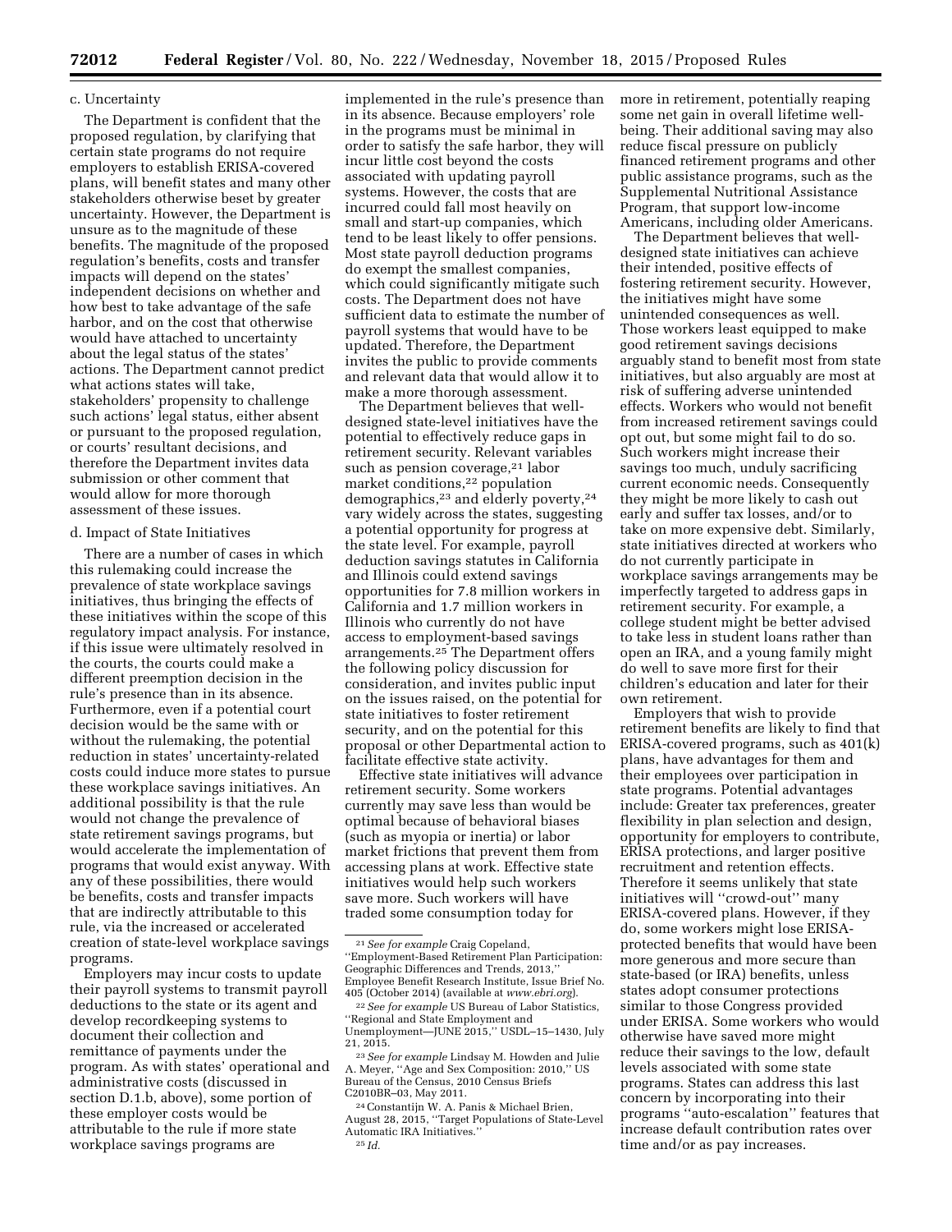c. Uncertainty

The Department is confident that the proposed regulation, by clarifying that certain state programs do not require employers to establish ERISA-covered plans, will benefit states and many other stakeholders otherwise beset by greater uncertainty. However, the Department is unsure as to the magnitude of these benefits. The magnitude of the proposed regulation's benefits, costs and transfer impacts will depend on the states' independent decisions on whether and how best to take advantage of the safe harbor, and on the cost that otherwise would have attached to uncertainty about the legal status of the states' actions. The Department cannot predict what actions states will take, stakeholders' propensity to challenge such actions' legal status, either absent or pursuant to the proposed regulation, or courts' resultant decisions, and therefore the Department invites data submission or other comment that would allow for more thorough assessment of these issues.

d. Impact of State Initiatives

There are a number of cases in which this rulemaking could increase the prevalence of state workplace savings initiatives, thus bringing the effects of these initiatives within the scope of this regulatory impact analysis. For instance, if this issue were ultimately resolved in the courts, the courts could make a different preemption decision in the rule's presence than in its absence. Furthermore, even if a potential court decision would be the same with or without the rulemaking, the potential reduction in states' uncertainty-related costs could induce more states to pursue these workplace savings initiatives. An additional possibility is that the rule would not change the prevalence of state retirement savings programs, but would accelerate the implementation of programs that would exist anyway. With any of these possibilities, there would be benefits, costs and transfer impacts that are indirectly attributable to this rule, via the increased or accelerated creation of state-level workplace savings programs.

Employers may incur costs to update their payroll systems to transmit payroll deductions to the state or its agent and develop recordkeeping systems to document their collection and remittance of payments under the program. As with states' operational and administrative costs (discussed in section D.1.b, above), some portion of these employer costs would be attributable to the rule if more state workplace savings programs are implemented in the rule's presence than in its absence. Because employers' role in the programs must be minimal in order to satisfy the safe harbor, they will incur little cost beyond the costs associated with updating payroll systems. However, the costs that are incurred could fall most heavily on small and start-up companies, which tend to be least likely to offer pensions. Most state payroll deduction programs do exempt the smallest companies, which could significantly mitigate such costs. The Department does not have sufficient data to estimate the number of payroll systems that would have to be updated. Therefore, the Department invites the public to provide comments and relevant data that would allow it to make a more thorough assessment.

The Department believes that well-designed state-level initiatives have the potential to effectively reduce gaps in retirement security. Relevant variables such as pension coverage,[21] labor market conditions,[22] population demographics,[23] and elderly poverty,[24] vary widely across the states, suggesting a potential opportunity for progress at the state level. For example, payroll deduction savings statutes in California and Illinois could extend savings opportunities for 7.8 million workers in California and 1.7 million workers in Illinois who currently do not have access to employment-based savings arrangements.[25] The Department offers the following policy discussion for consideration, and invites public input on the issues raised, on the potential for state initiatives to foster retirement security, and on the potential for this proposal or other Departmental action to facilitate effective state activity.

Effective state initiatives will advance retirement security. Some workers currently may save less than would be optimal because of behavioral biases (such as myopia or inertia) or labor market frictions that prevent them from accessing plans at work. Effective state initiatives would help such workers save more. Such workers will have traded some consumption today for more in retirement, potentially reaping some net gain in overall lifetime well-being. Their additional saving may also reduce fiscal pressure on publicly financed retirement programs and other public assistance programs, such as the Supplemental Nutritional Assistance Program, that support low-income Americans, including older Americans.

The Department believes that well-designed state initiatives can achieve their intended, positive effects of fostering retirement security. However, the initiatives might have some unintended consequences as well. Those workers least equipped to make good retirement savings decisions arguably stand to benefit most from state initiatives, but also arguably are most at risk of suffering adverse unintended effects. Workers who would not benefit from increased retirement savings could opt out, but some might fail to do so. Such workers might increase their savings too much, unduly sacrificing current economic needs. Consequently they might be more likely to cash out early and suffer tax losses, and/or to take on more expensive debt. Similarly, state initiatives directed at workers who do not currently participate in workplace savings arrangements may be imperfectly targeted to address gaps in retirement security. For example, a college student might be better advised to take less in student loans rather than open an IRA, and a young family might do well to save more first for their children's education and later for their own retirement.

Employers that wish to provide retirement benefits are likely to find that ERISA-covered programs, such as 401(k) plans, have advantages for them and their employees over participation in state programs. Potential advantages include: Greater tax preferences, greater flexibility in plan selection and design, opportunity for employers to contribute, ERISA protections, and larger positive recruitment and retention effects. Therefore it seems unlikely that state initiatives will "crowd-out" many ERISA-covered plans. However, if they do, some workers might lose ERISA-protected benefits that would have been more generous and more secure than state-based (or IRA) benefits, unless states adopt consumer protections similar to those Congress provided under ERISA. Some workers who would otherwise have saved more might reduce their savings to the low, default levels associated with some state programs. States can address this last concern by incorporating into their programs "auto-escalation" features that increase default contribution rates over time and/or as pay increases.

---

[21] *See for example* Craig Copeland, "Employment-Based Retirement Plan Participation: Geographic Differences and Trends, 2013," Employee Benefit Research Institute, Issue Brief No. 405 (October 2014) (available at *www.ebri.org*).

[22] *See for example* US Bureau of Labor Statistics, "Regional and State Employment and Unemployment—JUNE 2015," USDL–15–1430, July 21, 2015.

[23] *See for example* Lindsay M. Howden and Julie A. Meyer, "Age and Sex Composition: 2010," US Bureau of the Census, 2010 Census Briefs C2010BR–03, May 2011.

[24] Constantijn W. A. Panis & Michael Brien, August 28, 2015, "Target Populations of State-Level Automatic IRA Initiatives."

[25] *Id.*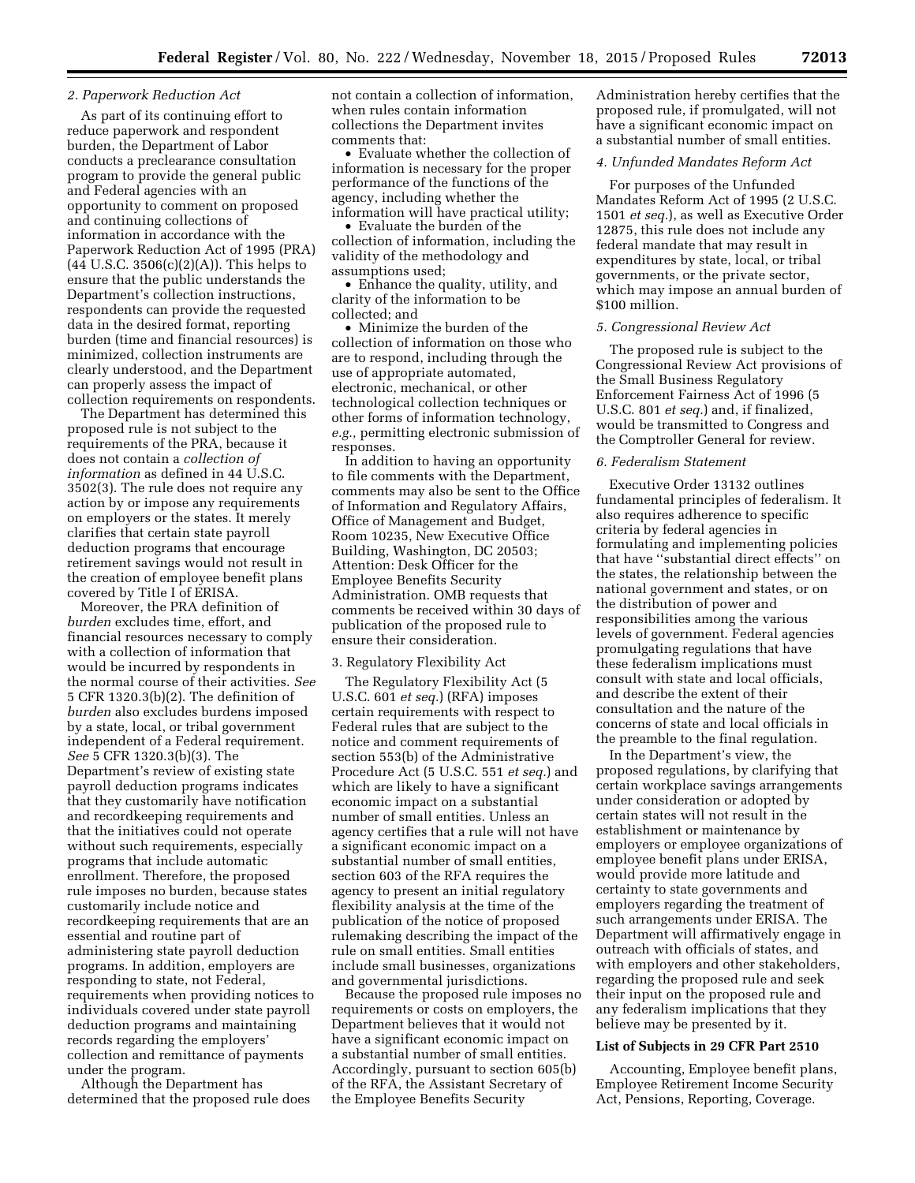### 2. Paperwork Reduction Act

As part of its continuing effort to reduce paperwork and respondent burden, the Department of Labor conducts a preclearance consultation program to provide the general public and Federal agencies with an opportunity to comment on proposed and continuing collections of information in accordance with the Paperwork Reduction Act of 1995 (PRA) (44 U.S.C. 3506(c)(2)(A)). This helps to ensure that the public understands the Department's collection instructions, respondents can provide the requested data in the desired format, reporting burden (time and financial resources) is minimized, collection instruments are clearly understood, and the Department can properly assess the impact of collection requirements on respondents.

The Department has determined this proposed rule is not subject to the requirements of the PRA, because it does not contain a *collection of information* as defined in 44 U.S.C. 3502(3). The rule does not require any action by or impose any requirements on employers or the states. It merely clarifies that certain state payroll deduction programs that encourage retirement savings would not result in the creation of employee benefit plans covered by Title I of ERISA.

Moreover, the PRA definition of *burden* excludes time, effort, and financial resources necessary to comply with a collection of information that would be incurred by respondents in the normal course of their activities. *See* 5 CFR 1320.3(b)(2). The definition of *burden* also excludes burdens imposed by a state, local, or tribal government independent of a Federal requirement. *See* 5 CFR 1320.3(b)(3). The Department's review of existing state payroll deduction programs indicates that they customarily have notification and recordkeeping requirements and that the initiatives could not operate without such requirements, especially programs that include automatic enrollment. Therefore, the proposed rule imposes no burden, because states customarily include notice and recordkeeping requirements that are an essential and routine part of administering state payroll deduction programs. In addition, employers are responding to state, not Federal, requirements when providing notices to individuals covered under state payroll deduction programs and maintaining records regarding the employers' collection and remittance of payments under the program.

Although the Department has determined that the proposed rule does not contain a collection of information, when rules contain information collections the Department invites comments that:

- Evaluate whether the collection of information is necessary for the proper performance of the functions of the agency, including whether the information will have practical utility;
- Evaluate the burden of the collection of information, including the validity of the methodology and assumptions used;
- Enhance the quality, utility, and clarity of the information to be collected; and
- Minimize the burden of the collection of information on those who are to respond, including through the use of appropriate automated, electronic, mechanical, or other technological collection techniques or other forms of information technology, *e.g.,* permitting electronic submission of responses.

In addition to having an opportunity to file comments with the Department, comments may also be sent to the Office of Information and Regulatory Affairs, Office of Management and Budget, Room 10235, New Executive Office Building, Washington, DC 20503; Attention: Desk Officer for the Employee Benefits Security Administration. OMB requests that comments be received within 30 days of publication of the proposed rule to ensure their consideration.

### 3. Regulatory Flexibility Act

The Regulatory Flexibility Act (5 U.S.C. 601 *et seq.*) (RFA) imposes certain requirements with respect to Federal rules that are subject to the notice and comment requirements of section 553(b) of the Administrative Procedure Act (5 U.S.C. 551 *et seq.*) and which are likely to have a significant economic impact on a substantial number of small entities. Unless an agency certifies that a rule will not have a significant economic impact on a substantial number of small entities, section 603 of the RFA requires the agency to present an initial regulatory flexibility analysis at the time of the publication of the notice of proposed rulemaking describing the impact of the rule on small entities. Small entities include small businesses, organizations and governmental jurisdictions.

Because the proposed rule imposes no requirements or costs on employers, the Department believes that it would not have a significant economic impact on a substantial number of small entities. Accordingly, pursuant to section 605(b) of the RFA, the Assistant Secretary of the Employee Benefits Security Administration hereby certifies that the proposed rule, if promulgated, will not have a significant economic impact on a substantial number of small entities.

### 4. Unfunded Mandates Reform Act

For purposes of the Unfunded Mandates Reform Act of 1995 (2 U.S.C. 1501 *et seq.*), as well as Executive Order 12875, this rule does not include any federal mandate that may result in expenditures by state, local, or tribal governments, or the private sector, which may impose an annual burden of $100 million.

### 5. Congressional Review Act

The proposed rule is subject to the Congressional Review Act provisions of the Small Business Regulatory Enforcement Fairness Act of 1996 (5 U.S.C. 801 *et seq.*) and, if finalized, would be transmitted to Congress and the Comptroller General for review.

### 6. Federalism Statement

Executive Order 13132 outlines fundamental principles of federalism. It also requires adherence to specific criteria by federal agencies in formulating and implementing policies that have "substantial direct effects" on the states, the relationship between the national government and states, or on the distribution of power and responsibilities among the various levels of government. Federal agencies promulgating regulations that have these federalism implications must consult with state and local officials, and describe the extent of their consultation and the nature of the concerns of state and local officials in the preamble to the final regulation.

In the Department's view, the proposed regulations, by clarifying that certain workplace savings arrangements under consideration or adopted by certain states will not result in the establishment or maintenance by employers or employee organizations of employee benefit plans under ERISA, would provide more latitude and certainty to state governments and employers regarding the treatment of such arrangements under ERISA. The Department will affirmatively engage in outreach with officials of states, and with employers and other stakeholders, regarding the proposed rule and seek their input on the proposed rule and any federalism implications that they believe may be presented by it.

## List of Subjects in 29 CFR Part 2510

Accounting, Employee benefit plans, Employee Retirement Income Security Act, Pensions, Reporting, Coverage.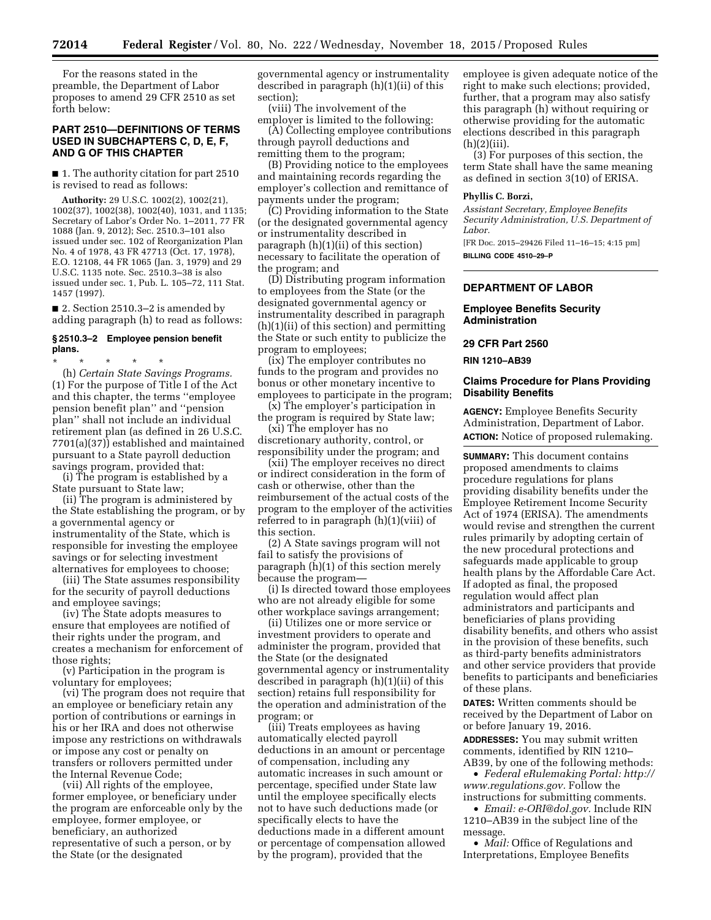For the reasons stated in the preamble, the Department of Labor proposes to amend 29 CFR 2510 as set forth below:

## PART 2510—DEFINITIONS OF TERMS USED IN SUBCHAPTERS C, D, E, F, AND G OF THIS CHAPTER

■ 1. The authority citation for part 2510 is revised to read as follows:

**Authority:** 29 U.S.C. 1002(2), 1002(21), 1002(37), 1002(38), 1002(40), 1031, and 1135; Secretary of Labor's Order No. 1–2011, 77 FR 1088 (Jan. 9, 2012); Sec. 2510.3–101 also issued under sec. 102 of Reorganization Plan No. 4 of 1978, 43 FR 47713 (Oct. 17, 1978), E.O. 12108, 44 FR 1065 (Jan. 3, 1979) and 29 U.S.C. 1135 note. Sec. 2510.3–38 is also issued under sec. 1, Pub. L. 105–72, 111 Stat. 1457 (1997).

■ 2. Section 2510.3–2 is amended by adding paragraph (h) to read as follows:

### § 2510.3–2 Employee pension benefit plans.

\* \* \* \* \*

(h) *Certain State Savings Programs.* (1) For the purpose of Title I of the Act and this chapter, the terms "employee pension benefit plan" and "pension plan" shall not include an individual retirement plan (as defined in 26 U.S.C. 7701(a)(37)) established and maintained pursuant to a State payroll deduction savings program, provided that:

(i) The program is established by a State pursuant to State law;

(ii) The program is administered by the State establishing the program, or by a governmental agency or instrumentality of the State, which is responsible for investing the employee savings or for selecting investment alternatives for employees to choose;

(iii) The State assumes responsibility for the security of payroll deductions and employee savings;

(iv) The State adopts measures to ensure that employees are notified of their rights under the program, and creates a mechanism for enforcement of those rights;

(v) Participation in the program is voluntary for employees;

(vi) The program does not require that an employee or beneficiary retain any portion of contributions or earnings in his or her IRA and does not otherwise impose any restrictions on withdrawals or impose any cost or penalty on transfers or rollovers permitted under the Internal Revenue Code;

(vii) All rights of the employee, former employee, or beneficiary under the program are enforceable only by the employee, former employee, or beneficiary, an authorized representative of such a person, or by the State (or the designated governmental agency or instrumentality described in paragraph (h)(1)(ii) of this section);

(viii) The involvement of the employer is limited to the following:

(A) Collecting employee contributions through payroll deductions and remitting them to the program;

(B) Providing notice to the employees and maintaining records regarding the employer's collection and remittance of payments under the program;

(C) Providing information to the State (or the designated governmental agency or instrumentality described in paragraph (h)(1)(ii) of this section) necessary to facilitate the operation of the program; and

(D) Distributing program information to employees from the State (or the designated governmental agency or instrumentality described in paragraph (h)(1)(ii) of this section) and permitting the State or such entity to publicize the program to employees;

(ix) The employer contributes no funds to the program and provides no bonus or other monetary incentive to employees to participate in the program;

(x) The employer's participation in the program is required by State law;

(xi) The employer has no discretionary authority, control, or responsibility under the program; and

(xii) The employer receives no direct or indirect consideration in the form of cash or otherwise, other than the reimbursement of the actual costs of the program to the employer of the activities referred to in paragraph (h)(1)(viii) of this section.

(2) A State savings program will not fail to satisfy the provisions of paragraph (h)(1) of this section merely because the program—

(i) Is directed toward those employees who are not already eligible for some other workplace savings arrangement;

(ii) Utilizes one or more service or investment providers to operate and administer the program, provided that the State (or the designated governmental agency or instrumentality described in paragraph (h)(1)(ii) of this section) retains full responsibility for the operation and administration of the program; or

(iii) Treats employees as having automatically elected payroll deductions in an amount or percentage of compensation, including any automatic increases in such amount or percentage, specified under State law until the employee specifically elects not to have such deductions made (or specifically elects to have the deductions made in a different amount or percentage of compensation allowed by the program), provided that the employee is given adequate notice of the right to make such elections; provided, further, that a program may also satisfy this paragraph (h) without requiring or otherwise providing for the automatic elections described in this paragraph (h)(2)(iii).

(3) For purposes of this section, the term State shall have the same meaning as defined in section 3(10) of ERISA.

**Phyllis C. Borzi,**

*Assistant Secretary, Employee Benefits Security Administration, U.S. Department of Labor.*

[FR Doc. 2015–29426 Filed 11–16–15; 4:15 pm]

**BILLING CODE 4510–29–P**

---

## DEPARTMENT OF LABOR

## Employee Benefits Security Administration

## 29 CFR Part 2560

## RIN 1210–AB39

## Claims Procedure for Plans Providing Disability Benefits

**AGENCY:** Employee Benefits Security Administration, Department of Labor.

**ACTION:** Notice of proposed rulemaking.

**SUMMARY:** This document contains proposed amendments to claims procedure regulations for plans providing disability benefits under the Employee Retirement Income Security Act of 1974 (ERISA). The amendments would revise and strengthen the current rules primarily by adopting certain of the new procedural protections and safeguards made applicable to group health plans by the Affordable Care Act. If adopted as final, the proposed regulation would affect plan administrators and participants and beneficiaries of plans providing disability benefits, and others who assist in the provision of these benefits, such as third-party benefits administrators and other service providers that provide benefits to participants and beneficiaries of these plans.

**DATES:** Written comments should be received by the Department of Labor on or before January 19, 2016.

**ADDRESSES:** You may submit written comments, identified by RIN 1210–AB39, by one of the following methods:

- *Federal eRulemaking Portal: http://www.regulations.gov.* Follow the instructions for submitting comments.
- *Email: e-ORI@dol.gov.* Include RIN 1210–AB39 in the subject line of the message.
- *Mail:* Office of Regulations and Interpretations, Employee Benefits